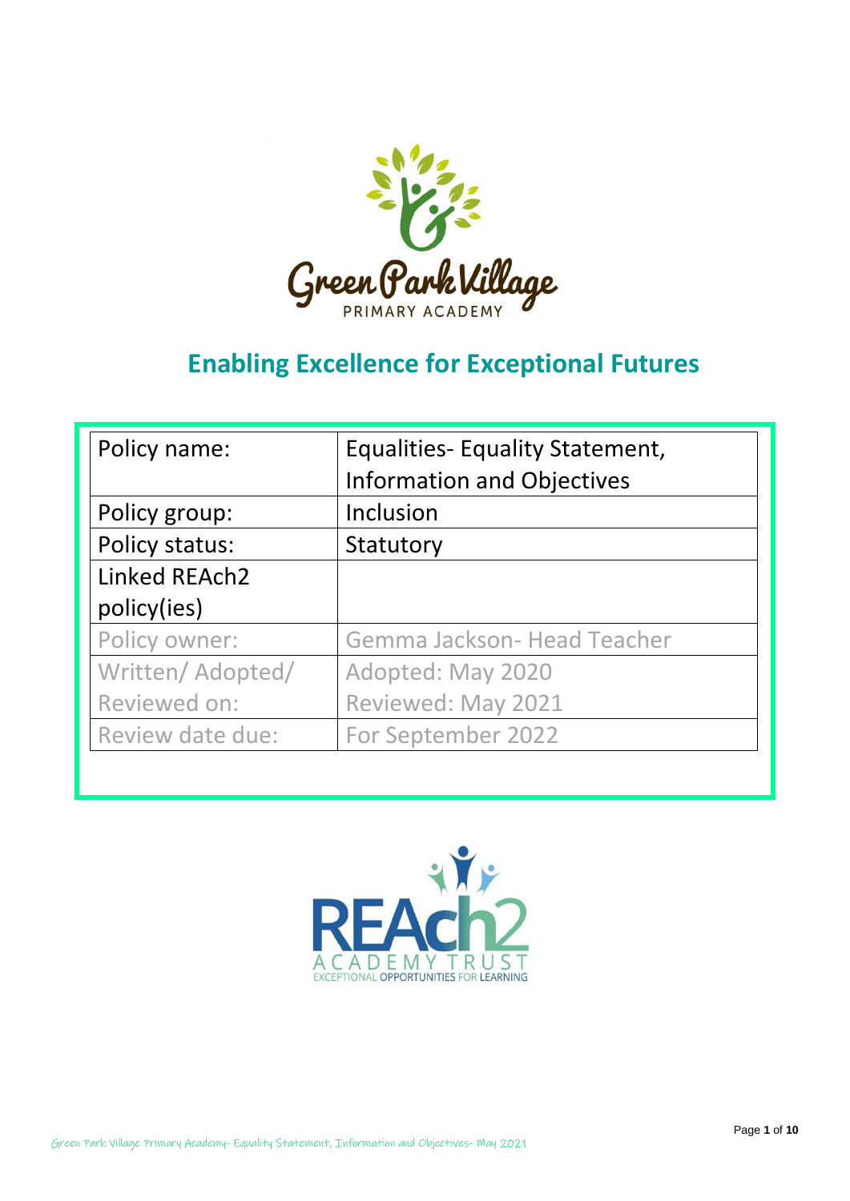Green Park Village

PRIMARY ACADEMY

## Enabling Excellence for Exceptional Futures

| Policy name: | Equalities- Equality Statement, Information and Objectives |
|---|---|
| Policy group: | Inclusion |
| Policy status: | Statutory |
| Linked REAch2 policy(ies) | |
| Policy owner: | Gemma Jackson- Head Teacher |
| Written/ Adopted/ Reviewed on: | Adopted: May 2020<br>Reviewed: May 2021 |
| Review date due: | For September 2022 |

REAch2

ACADEMY TRUST

EXCEPTIONAL OPPORTUNITIES FOR LEARNING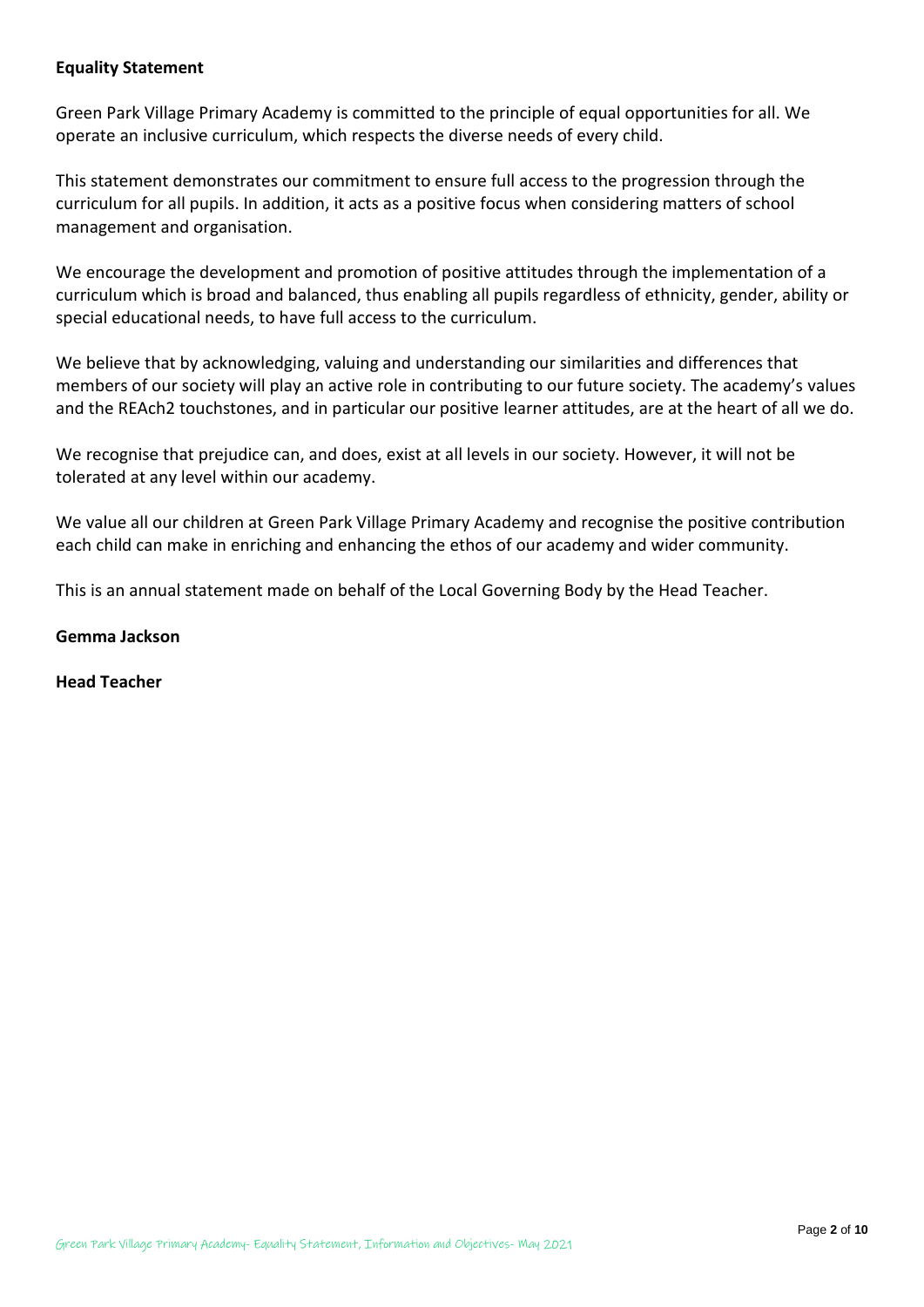**Equality Statement**

Green Park Village Primary Academy is committed to the principle of equal opportunities for all. We operate an inclusive curriculum, which respects the diverse needs of every child.

This statement demonstrates our commitment to ensure full access to the progression through the curriculum for all pupils. In addition, it acts as a positive focus when considering matters of school management and organisation.

We encourage the development and promotion of positive attitudes through the implementation of a curriculum which is broad and balanced, thus enabling all pupils regardless of ethnicity, gender, ability or special educational needs, to have full access to the curriculum.

We believe that by acknowledging, valuing and understanding our similarities and differences that members of our society will play an active role in contributing to our future society. The academy's values and the REAch2 touchstones, and in particular our positive learner attitudes, are at the heart of all we do.

We recognise that prejudice can, and does, exist at all levels in our society. However, it will not be tolerated at any level within our academy.

We value all our children at Green Park Village Primary Academy and recognise the positive contribution each child can make in enriching and enhancing the ethos of our academy and wider community.

This is an annual statement made on behalf of the Local Governing Body by the Head Teacher.

**Gemma Jackson**

**Head Teacher**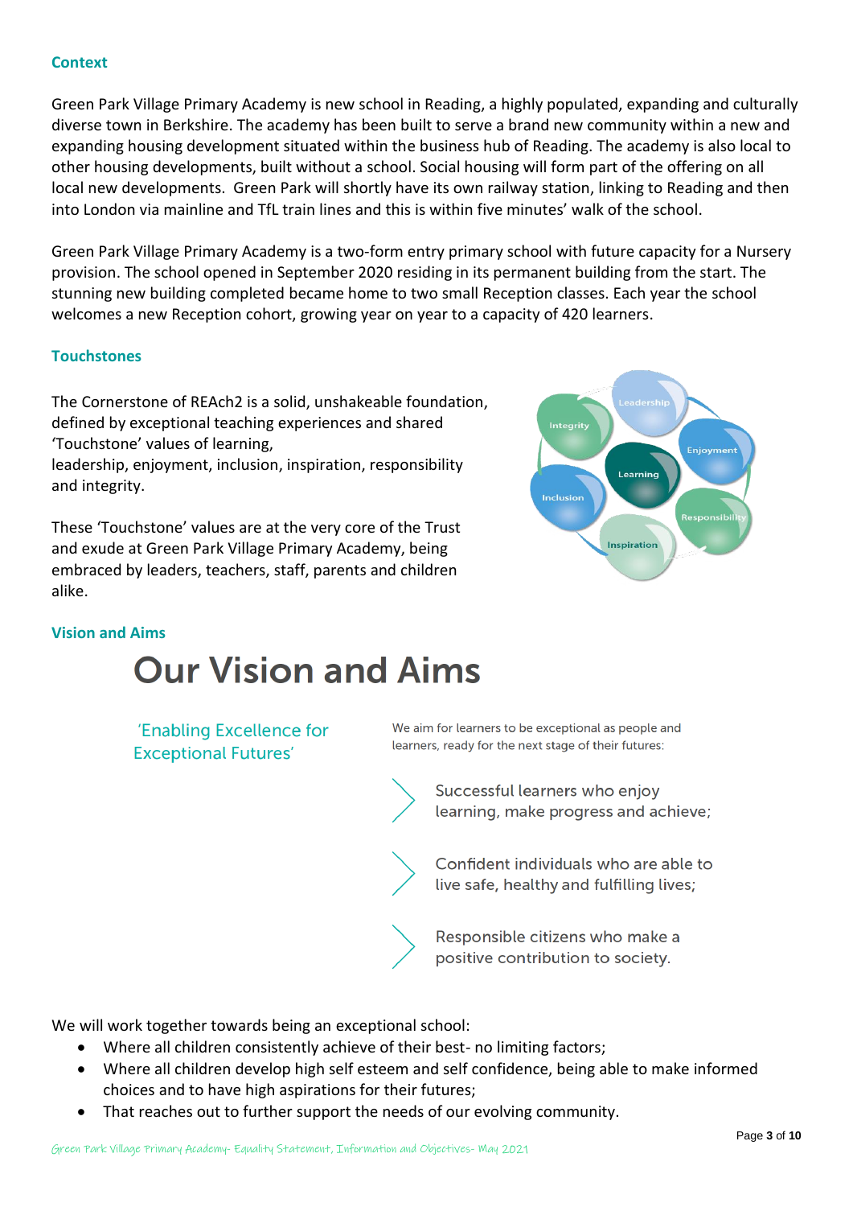## Context

Green Park Village Primary Academy is new school in Reading, a highly populated, expanding and culturally diverse town in Berkshire. The academy has been built to serve a brand new community within a new and expanding housing development situated within the business hub of Reading. The academy is also local to other housing developments, built without a school. Social housing will form part of the offering on all local new developments. Green Park will shortly have its own railway station, linking to Reading and then into London via mainline and TfL train lines and this is within five minutes' walk of the school.

Green Park Village Primary Academy is a two-form entry primary school with future capacity for a Nursery provision. The school opened in September 2020 residing in its permanent building from the start. The stunning new building completed became home to two small Reception classes. Each year the school welcomes a new Reception cohort, growing year on year to a capacity of 420 learners.

## Touchstones

The Cornerstone of REAch2 is a solid, unshakeable foundation, defined by exceptional teaching experiences and shared 'Touchstone' values of learning, leadership, enjoyment, inclusion, inspiration, responsibility and integrity.

These 'Touchstone' values are at the very core of the Trust and exude at Green Park Village Primary Academy, being embraced by leaders, teachers, staff, parents and children alike.

Leadership, Enjoyment, Responsibility, Inspiration, Inclusion, Integrity, Learning

## Vision and Aims

# Our Vision and Aims

'Enabling Excellence for Exceptional Futures'

We aim for learners to be exceptional as people and learners, ready for the next stage of their futures:

- Successful learners who enjoy learning, make progress and achieve;
- Confident individuals who are able to live safe, healthy and fulfilling lives;
- Responsible citizens who make a positive contribution to society.

We will work together towards being an exceptional school:

- Where all children consistently achieve of their best- no limiting factors;
- Where all children develop high self esteem and self confidence, being able to make informed choices and to have high aspirations for their futures;
- That reaches out to further support the needs of our evolving community.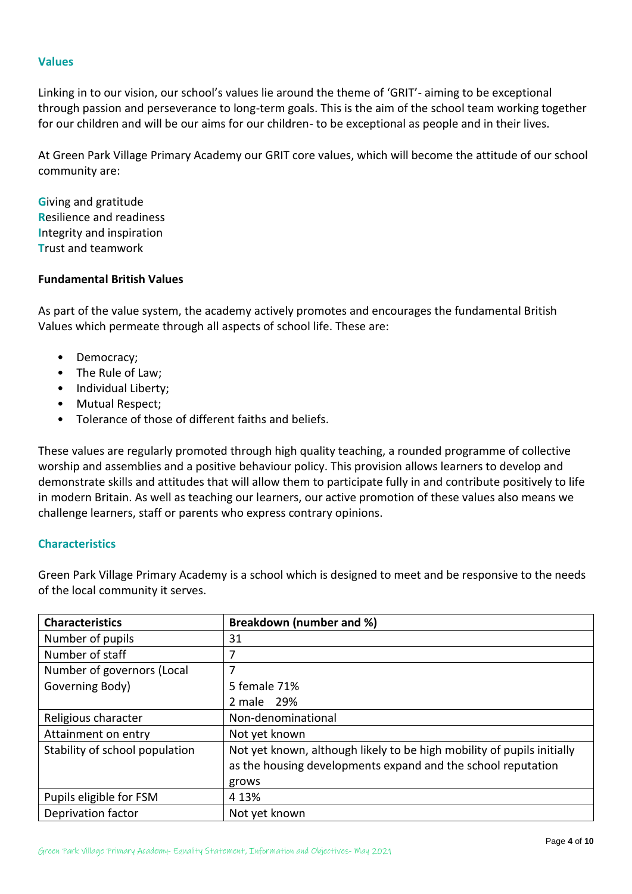## Values

Linking in to our vision, our school's values lie around the theme of 'GRIT'- aiming to be exceptional through passion and perseverance to long-term goals. This is the aim of the school team working together for our children and will be our aims for our children- to be exceptional as people and in their lives.

At Green Park Village Primary Academy our GRIT core values, which will become the attitude of our school community are:

**G**iving and gratitude
**R**esilience and readiness
**I**ntegrity and inspiration
**T**rust and teamwork

### Fundamental British Values

As part of the value system, the academy actively promotes and encourages the fundamental British Values which permeate through all aspects of school life. These are:

- Democracy;
- The Rule of Law;
- Individual Liberty;
- Mutual Respect;
- Tolerance of those of different faiths and beliefs.

These values are regularly promoted through high quality teaching, a rounded programme of collective worship and assemblies and a positive behaviour policy. This provision allows learners to develop and demonstrate skills and attitudes that will allow them to participate fully in and contribute positively to life in modern Britain. As well as teaching our learners, our active promotion of these values also means we challenge learners, staff or parents who express contrary opinions.

## Characteristics

Green Park Village Primary Academy is a school which is designed to meet and be responsive to the needs of the local community it serves.

| Characteristics | Breakdown (number and %) |
|---|---|
| Number of pupils | 31 |
| Number of staff | 7 |
| Number of governors (Local Governing Body) | 7<br>5 female 71%<br>2 male 29% |
| Religious character | Non-denominational |
| Attainment on entry | Not yet known |
| Stability of school population | Not yet known, although likely to be high mobility of pupils initially as the housing developments expand and the school reputation grows |
| Pupils eligible for FSM | 4 13% |
| Deprivation factor | Not yet known |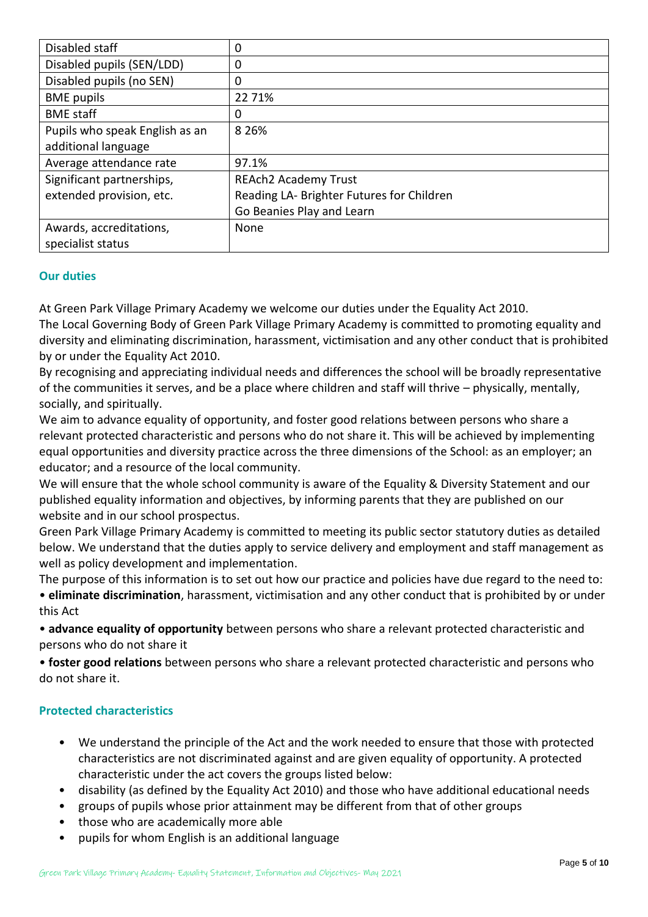| | |
|---|---|
| Disabled staff | 0 |
| Disabled pupils (SEN/LDD) | 0 |
| Disabled pupils (no SEN) | 0 |
| BME pupils | 22 71% |
| BME staff | 0 |
| Pupils who speak English as an additional language | 8 26% |
| Average attendance rate | 97.1% |
| Significant partnerships, extended provision, etc. | REAch2 Academy Trust<br>Reading LA- Brighter Futures for Children<br>Go Beanies Play and Learn |
| Awards, accreditations, specialist status | None |

## Our duties

At Green Park Village Primary Academy we welcome our duties under the Equality Act 2010.
The Local Governing Body of Green Park Village Primary Academy is committed to promoting equality and diversity and eliminating discrimination, harassment, victimisation and any other conduct that is prohibited by or under the Equality Act 2010.
By recognising and appreciating individual needs and differences the school will be broadly representative of the communities it serves, and be a place where children and staff will thrive – physically, mentally, socially, and spiritually.
We aim to advance equality of opportunity, and foster good relations between persons who share a relevant protected characteristic and persons who do not share it. This will be achieved by implementing equal opportunities and diversity practice across the three dimensions of the School: as an employer; an educator; and a resource of the local community.
We will ensure that the whole school community is aware of the Equality & Diversity Statement and our published equality information and objectives, by informing parents that they are published on our website and in our school prospectus.
Green Park Village Primary Academy is committed to meeting its public sector statutory duties as detailed below. We understand that the duties apply to service delivery and employment and staff management as well as policy development and implementation.
The purpose of this information is to set out how our practice and policies have due regard to the need to:

• **eliminate discrimination**, harassment, victimisation and any other conduct that is prohibited by or under this Act

• **advance equality of opportunity** between persons who share a relevant protected characteristic and persons who do not share it

• **foster good relations** between persons who share a relevant protected characteristic and persons who do not share it.

## Protected characteristics

- We understand the principle of the Act and the work needed to ensure that those with protected characteristics are not discriminated against and are given equality of opportunity. A protected characteristic under the act covers the groups listed below:
- disability (as defined by the Equality Act 2010) and those who have additional educational needs
- groups of pupils whose prior attainment may be different from that of other groups
- those who are academically more able
- pupils for whom English is an additional language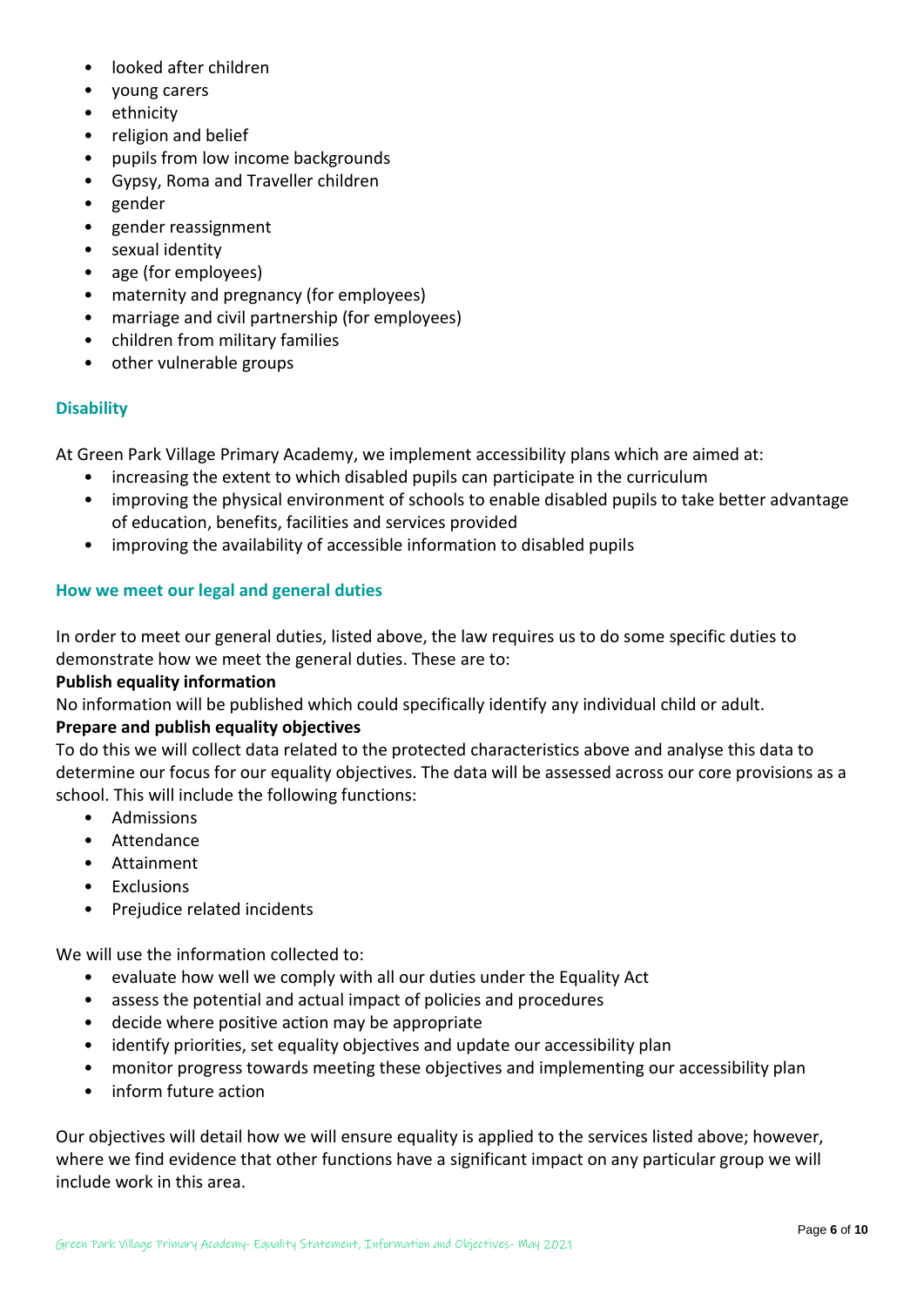- looked after children
- young carers
- ethnicity
- religion and belief
- pupils from low income backgrounds
- Gypsy, Roma and Traveller children
- gender
- gender reassignment
- sexual identity
- age (for employees)
- maternity and pregnancy (for employees)
- marriage and civil partnership (for employees)
- children from military families
- other vulnerable groups

### Disability

At Green Park Village Primary Academy, we implement accessibility plans which are aimed at:

- increasing the extent to which disabled pupils can participate in the curriculum
- improving the physical environment of schools to enable disabled pupils to take better advantage of education, benefits, facilities and services provided
- improving the availability of accessible information to disabled pupils

### How we meet our legal and general duties

In order to meet our general duties, listed above, the law requires us to do some specific duties to demonstrate how we meet the general duties. These are to:

**Publish equality information**

No information will be published which could specifically identify any individual child or adult.

**Prepare and publish equality objectives**

To do this we will collect data related to the protected characteristics above and analyse this data to determine our focus for our equality objectives. The data will be assessed across our core provisions as a school. This will include the following functions:

- Admissions
- Attendance
- Attainment
- Exclusions
- Prejudice related incidents

We will use the information collected to:

- evaluate how well we comply with all our duties under the Equality Act
- assess the potential and actual impact of policies and procedures
- decide where positive action may be appropriate
- identify priorities, set equality objectives and update our accessibility plan
- monitor progress towards meeting these objectives and implementing our accessibility plan
- inform future action

Our objectives will detail how we will ensure equality is applied to the services listed above; however, where we find evidence that other functions have a significant impact on any particular group we will include work in this area.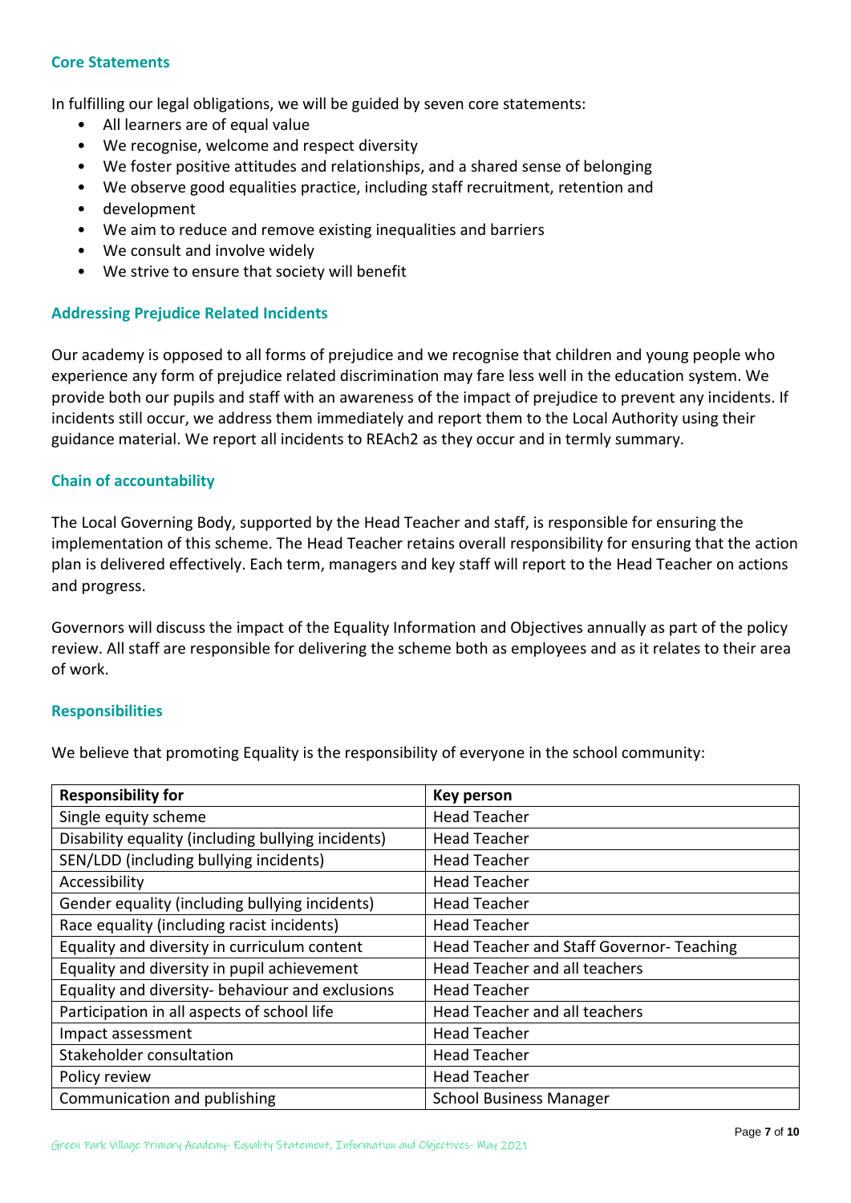### Core Statements

In fulfilling our legal obligations, we will be guided by seven core statements:

- All learners are of equal value
- We recognise, welcome and respect diversity
- We foster positive attitudes and relationships, and a shared sense of belonging
- We observe good equalities practice, including staff recruitment, retention and
- development
- We aim to reduce and remove existing inequalities and barriers
- We consult and involve widely
- We strive to ensure that society will benefit

### Addressing Prejudice Related Incidents

Our academy is opposed to all forms of prejudice and we recognise that children and young people who experience any form of prejudice related discrimination may fare less well in the education system. We provide both our pupils and staff with an awareness of the impact of prejudice to prevent any incidents. If incidents still occur, we address them immediately and report them to the Local Authority using their guidance material. We report all incidents to REAch2 as they occur and in termly summary.

### Chain of accountability

The Local Governing Body, supported by the Head Teacher and staff, is responsible for ensuring the implementation of this scheme. The Head Teacher retains overall responsibility for ensuring that the action plan is delivered effectively. Each term, managers and key staff will report to the Head Teacher on actions and progress.

Governors will discuss the impact of the Equality Information and Objectives annually as part of the policy review. All staff are responsible for delivering the scheme both as employees and as it relates to their area of work.

### Responsibilities

We believe that promoting Equality is the responsibility of everyone in the school community:

| Responsibility for | Key person |
|---|---|
| Single equity scheme | Head Teacher |
| Disability equality (including bullying incidents) | Head Teacher |
| SEN/LDD (including bullying incidents) | Head Teacher |
| Accessibility | Head Teacher |
| Gender equality (including bullying incidents) | Head Teacher |
| Race equality (including racist incidents) | Head Teacher |
| Equality and diversity in curriculum content | Head Teacher and Staff Governor- Teaching |
| Equality and diversity in pupil achievement | Head Teacher and all teachers |
| Equality and diversity- behaviour and exclusions | Head Teacher |
| Participation in all aspects of school life | Head Teacher and all teachers |
| Impact assessment | Head Teacher |
| Stakeholder consultation | Head Teacher |
| Policy review | Head Teacher |
| Communication and publishing | School Business Manager |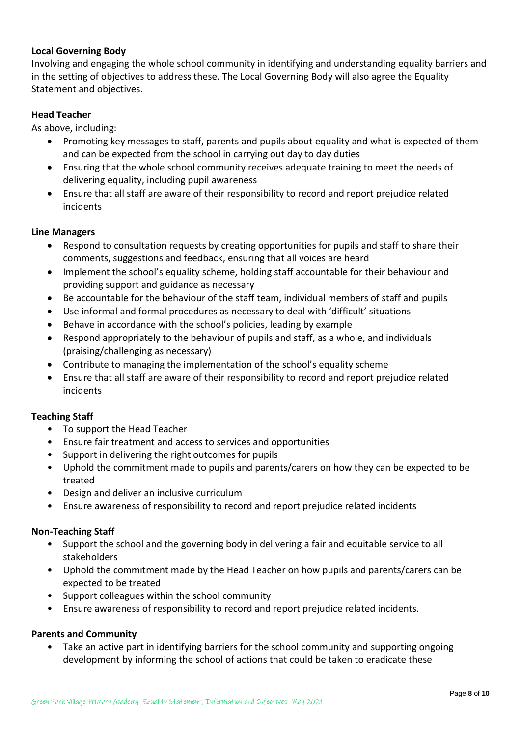**Local Governing Body**

Involving and engaging the whole school community in identifying and understanding equality barriers and in the setting of objectives to address these. The Local Governing Body will also agree the Equality Statement and objectives.

**Head Teacher**

As above, including:

- Promoting key messages to staff, parents and pupils about equality and what is expected of them and can be expected from the school in carrying out day to day duties
- Ensuring that the whole school community receives adequate training to meet the needs of delivering equality, including pupil awareness
- Ensure that all staff are aware of their responsibility to record and report prejudice related incidents

**Line Managers**

- Respond to consultation requests by creating opportunities for pupils and staff to share their comments, suggestions and feedback, ensuring that all voices are heard
- Implement the school's equality scheme, holding staff accountable for their behaviour and providing support and guidance as necessary
- Be accountable for the behaviour of the staff team, individual members of staff and pupils
- Use informal and formal procedures as necessary to deal with 'difficult' situations
- Behave in accordance with the school's policies, leading by example
- Respond appropriately to the behaviour of pupils and staff, as a whole, and individuals (praising/challenging as necessary)
- Contribute to managing the implementation of the school's equality scheme
- Ensure that all staff are aware of their responsibility to record and report prejudice related incidents

**Teaching Staff**

- To support the Head Teacher
- Ensure fair treatment and access to services and opportunities
- Support in delivering the right outcomes for pupils
- Uphold the commitment made to pupils and parents/carers on how they can be expected to be treated
- Design and deliver an inclusive curriculum
- Ensure awareness of responsibility to record and report prejudice related incidents

**Non-Teaching Staff**

- Support the school and the governing body in delivering a fair and equitable service to all stakeholders
- Uphold the commitment made by the Head Teacher on how pupils and parents/carers can be expected to be treated
- Support colleagues within the school community
- Ensure awareness of responsibility to record and report prejudice related incidents.

**Parents and Community**

- Take an active part in identifying barriers for the school community and supporting ongoing development by informing the school of actions that could be taken to eradicate these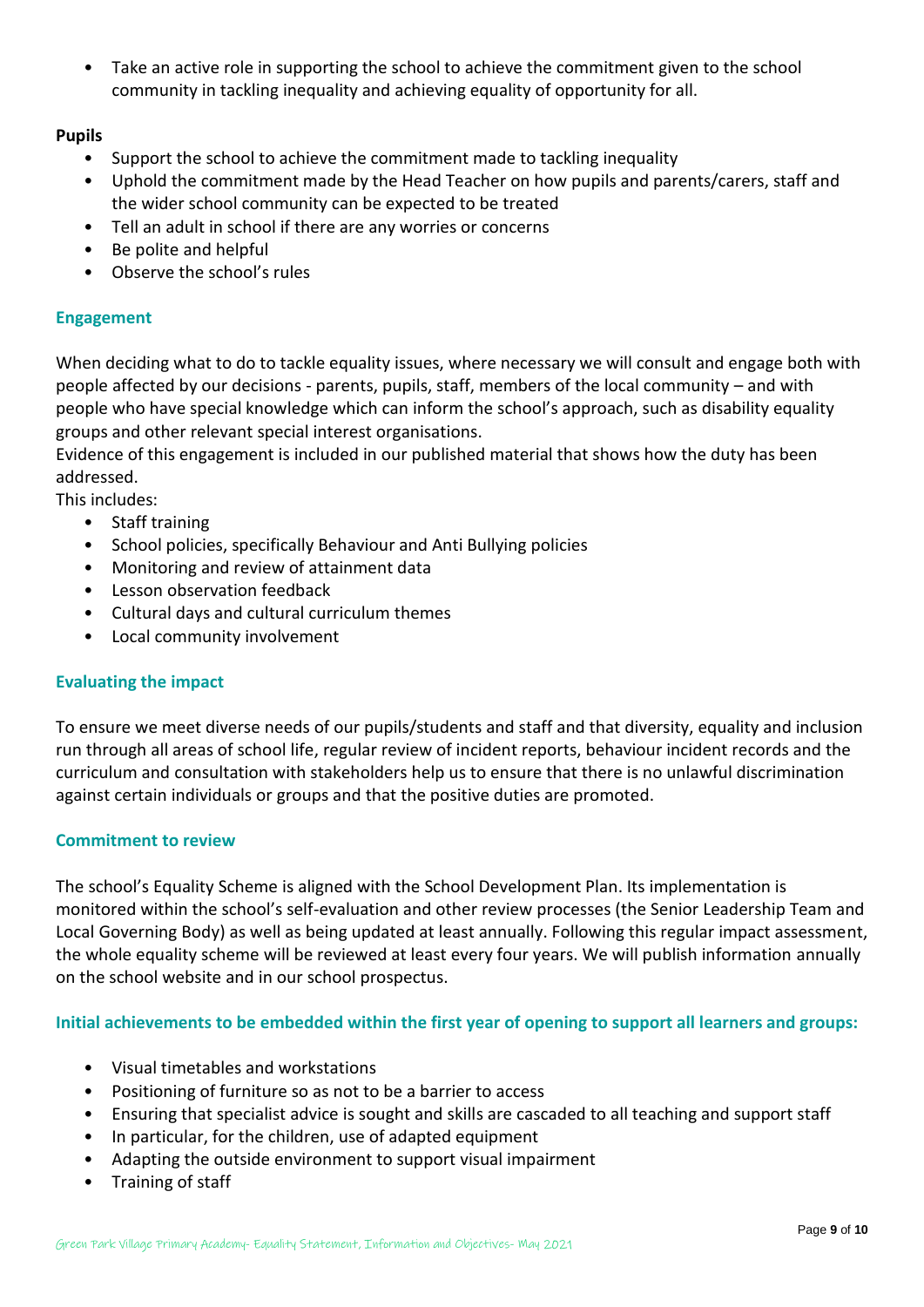- Take an active role in supporting the school to achieve the commitment given to the school community in tackling inequality and achieving equality of opportunity for all.

**Pupils**

- Support the school to achieve the commitment made to tackling inequality
- Uphold the commitment made by the Head Teacher on how pupils and parents/carers, staff and the wider school community can be expected to be treated
- Tell an adult in school if there are any worries or concerns
- Be polite and helpful
- Observe the school's rules

### Engagement

When deciding what to do to tackle equality issues, where necessary we will consult and engage both with people affected by our decisions - parents, pupils, staff, members of the local community – and with people who have special knowledge which can inform the school's approach, such as disability equality groups and other relevant special interest organisations.

Evidence of this engagement is included in our published material that shows how the duty has been addressed.

This includes:

- Staff training
- School policies, specifically Behaviour and Anti Bullying policies
- Monitoring and review of attainment data
- Lesson observation feedback
- Cultural days and cultural curriculum themes
- Local community involvement

### Evaluating the impact

To ensure we meet diverse needs of our pupils/students and staff and that diversity, equality and inclusion run through all areas of school life, regular review of incident reports, behaviour incident records and the curriculum and consultation with stakeholders help us to ensure that there is no unlawful discrimination against certain individuals or groups and that the positive duties are promoted.

### Commitment to review

The school's Equality Scheme is aligned with the School Development Plan. Its implementation is monitored within the school's self-evaluation and other review processes (the Senior Leadership Team and Local Governing Body) as well as being updated at least annually. Following this regular impact assessment, the whole equality scheme will be reviewed at least every four years. We will publish information annually on the school website and in our school prospectus.

### Initial achievements to be embedded within the first year of opening to support all learners and groups:

- Visual timetables and workstations
- Positioning of furniture so as not to be a barrier to access
- Ensuring that specialist advice is sought and skills are cascaded to all teaching and support staff
- In particular, for the children, use of adapted equipment
- Adapting the outside environment to support visual impairment
- Training of staff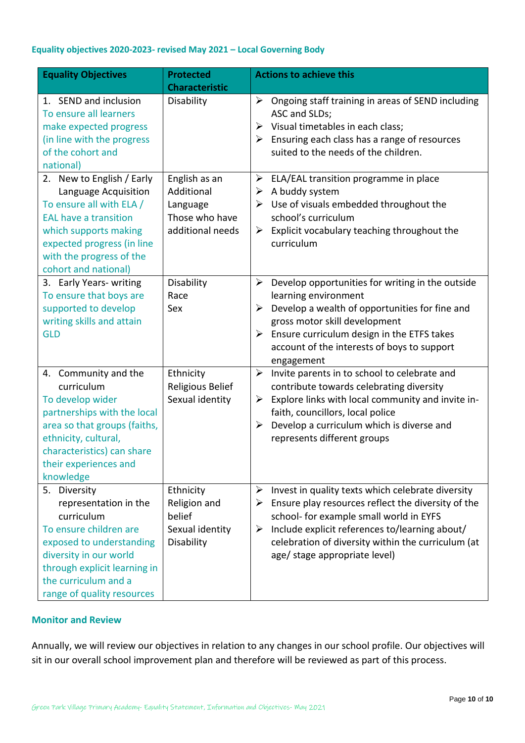### Equality objectives 2020-2023- revised May 2021 – Local Governing Body

| Equality Objectives | Protected Characteristic | Actions to achieve this |
|---|---|---|
| 1. SEND and inclusion<br>To ensure all learners make expected progress (in line with the progress of the cohort and national) | Disability | ➢ Ongoing staff training in areas of SEND including ASC and SLDs;<br>➢ Visual timetables in each class;<br>➢ Ensuring each class has a range of resources suited to the needs of the children. |
| 2. New to English / Early Language Acquisition<br>To ensure all with ELA / EAL have a transition which supports making expected progress (in line with the progress of the cohort and national) | English as an Additional Language<br>Those who have additional needs | ➢ ELA/EAL transition programme in place<br>➢ A buddy system<br>➢ Use of visuals embedded throughout the school's curriculum<br>➢ Explicit vocabulary teaching throughout the curriculum |
| 3. Early Years- writing<br>To ensure that boys are supported to develop writing skills and attain GLD | Disability<br>Race<br>Sex | ➢ Develop opportunities for writing in the outside learning environment<br>➢ Develop a wealth of opportunities for fine and gross motor skill development<br>➢ Ensure curriculum design in the ETFS takes account of the interests of boys to support engagement |
| 4. Community and the curriculum<br>To develop wider partnerships with the local area so that groups (faiths, ethnicity, cultural, characteristics) can share their experiences and knowledge | Ethnicity<br>Religious Belief<br>Sexual identity | ➢ Invite parents in to school to celebrate and contribute towards celebrating diversity<br>➢ Explore links with local community and invite in- faith, councillors, local police<br>➢ Develop a curriculum which is diverse and represents different groups |
| 5. Diversity representation in the curriculum<br>To ensure children are exposed to understanding diversity in our world through explicit learning in the curriculum and a range of quality resources | Ethnicity<br>Religion and belief<br>Sexual identity<br>Disability | ➢ Invest in quality texts which celebrate diversity<br>➢ Ensure play resources reflect the diversity of the school- for example small world in EYFS<br>➢ Include explicit references to/learning about/ celebration of diversity within the curriculum (at age/ stage appropriate level) |

### Monitor and Review

Annually, we will review our objectives in relation to any changes in our school profile. Our objectives will sit in our overall school improvement plan and therefore will be reviewed as part of this process.